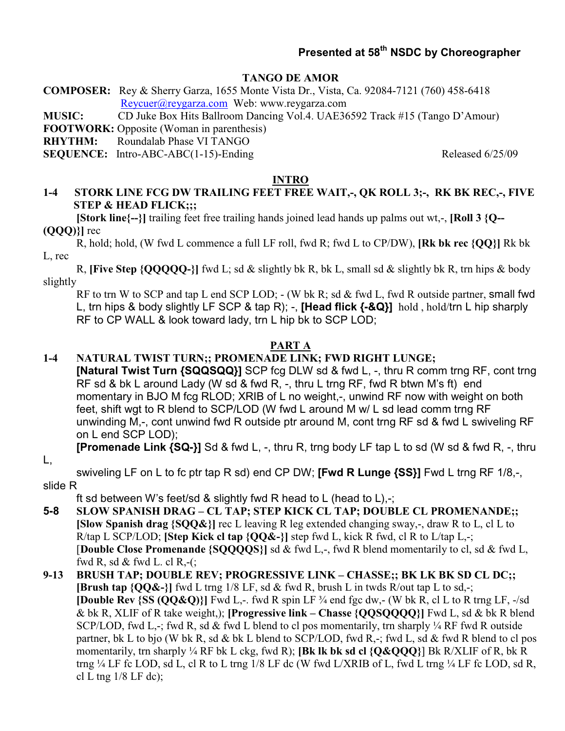**Presented at 58th NSDC by Choreographer**

## TANGO DE AMOR

**COMPOSER:** Rey & Sherry Garza, 1655 Monte Vista Dr., Vista, Ca. 92084-7121 (760) 458-6418 Reycuer@reygarza.com Web: www.reygarza.com
**MUSIC:** CD Juke Box Hits Ballroom Dancing Vol.4. UAE36592 Track #15 (Tango D'Amour)
**FOOTWORK:** Opposite (Woman in parenthesis)
**RHYTHM:** Roundalab Phase VI TANGO
**SEQUENCE:** Intro-ABC-ABC(1-15)-Ending Released 6/25/09

### INTRO

**1-4 STORK LINE FCG DW TRAILING FEET FREE WAIT,-, QK ROLL 3;-, RK BK REC,-, FIVE STEP & HEAD FLICK;;;**
**[Stork line{--}]** trailing feet free trailing hands joined lead hands up palms out wt,-, **[Roll 3 {Q--(QQQ)}]** rec R, hold; hold, (W fwd L commence a full LF roll, fwd R; fwd L to CP/DW), **[Rk bk rec {QQ}]** Rk bk L, rec R, **[Five Step {QQQQQ-}]** fwd L; sd & slightly bk R, bk L, small sd & slightly bk R, trn hips & body slightly RF to trn W to SCP and tap L end SCP LOD; - (W bk R; sd & fwd L, fwd R outside partner, small fwd L, trn hips & body slightly LF SCP & tap R); -, **[Head flick {-&Q}]** hold , hold/trn L hip sharply RF to CP WALL & look toward lady, trn L hip bk to SCP LOD;

### PART A

**1-4 NATURAL TWIST TURN;; PROMENADE LINK; FWD RIGHT LUNGE;**
**[Natural Twist Turn {SQQSQQ}]** SCP fcg DLW sd & fwd L, -, thru R comm trng RF, cont trng RF sd & bk L around Lady (W sd & fwd R, -, thru L trng RF, fwd R btwn M's ft) end momentary in BJO M fcg RLOD; XRIB of L no weight,-, unwind RF now with weight on both feet, shift wgt to R blend to SCP/LOD (W fwd L around M w/ L sd lead comm trng RF unwinding M,-, cont unwind fwd R outside ptr around M, cont trng RF sd & fwd L swiveling RF on L end SCP LOD);
**[Promenade Link {SQ-}]** Sd & fwd L, -, thru R, trng body LF tap L to sd (W sd & fwd R, -, thru L, swiveling LF on L to fc ptr tap R sd) end CP DW; **[Fwd R Lunge {SS}]** Fwd L trng RF 1/8,-, slide R ft sd between W's feet/sd & slightly fwd R head to L (head to L),-;

**5-8 SLOW SPANISH DRAG – CL TAP; STEP KICK CL TAP; DOUBLE CL PROMENANDE;;**
**[Slow Spanish drag {SQQ&}]** rec L leaving R leg extended changing sway,-, draw R to L, cl L to R/tap L SCP/LOD; **[Step Kick cl tap {QQ&-}]** step fwd L, kick R fwd, cl R to L/tap L,-;
**[Double Close Promenande {SQQQQS}]** sd & fwd L,-, fwd R blend momentarily to cl, sd & fwd L, fwd R, sd & fwd L. cl R,-(;

**9-13 BRUSH TAP; DOUBLE REV; PROGRESSIVE LINK – CHASSE;; BK LK BK SD CL DC;;**
**[Brush tap {QQ&-}]** fwd L trng 1/8 LF, sd & fwd R, brush L in twds R/out tap L to sd,-;
**[Double Rev {SS (QQ&Q)}]** Fwd L,-. fwd R spin LF ¾ end fgc dw,- (W bk R, cl L to R trng LF, -/sd & bk R, XLIF of R take weight,); **[Progressive link – Chasse {QQSQQQQ}]** Fwd L, sd & bk R blend SCP/LOD, fwd L,-; fwd R, sd & fwd L blend to cl pos momentarily, trn sharply ¼ RF fwd R outside partner, bk L to bjo (W bk R, sd & bk L blend to SCP/LOD, fwd R,-; fwd L, sd & fwd R blend to cl pos momentarily, trn sharply ¼ RF bk L ckg, fwd R); **[Bk lk bk sd cl {Q&QQQ}]** Bk R/XLIF of R, bk R trng ¼ LF fc LOD, sd L, cl R to L trng 1/8 LF dc (W fwd L/XRIB of L, fwd L trng ¼ LF fc LOD, sd R, cl L tng 1/8 LF dc);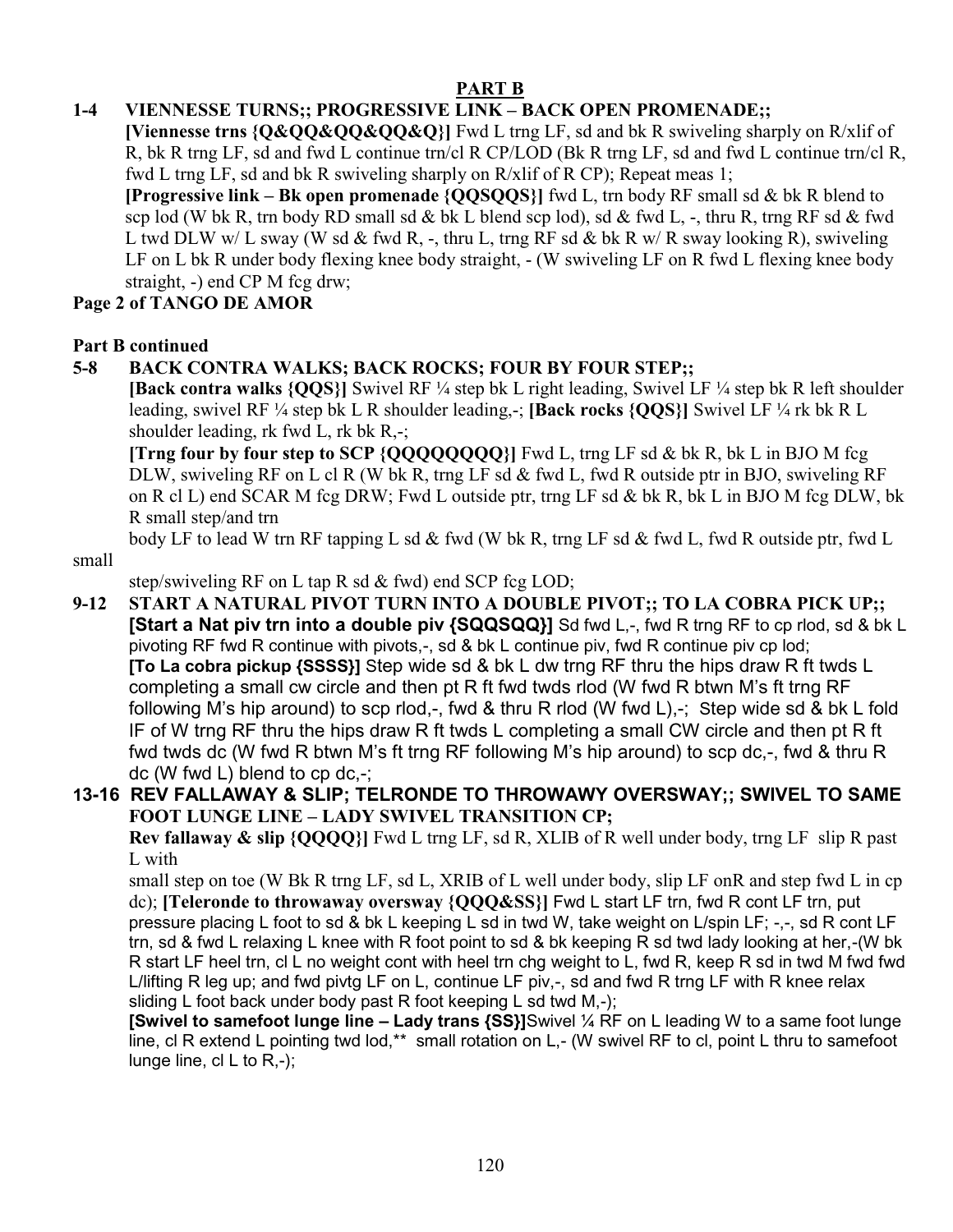## PART B

### 1-4 VIENNESSE TURNS;; PROGRESSIVE LINK – BACK OPEN PROMENADE;;

**[Viennesse trns {Q&QQ&QQ&QQ&Q}]** Fwd L trng LF, sd and bk R swiveling sharply on R/xlif of R, bk R trng LF, sd and fwd L continue trn/cl R CP/LOD (Bk R trng LF, sd and fwd L continue trn/cl R, fwd L trng LF, sd and bk R swiveling sharply on R/xlif of R CP); Repeat meas 1;

**[Progressive link – Bk open promenade {QQSQQS}]** fwd L, trn body RF small sd & bk R blend to scp lod (W bk R, trn body RD small sd & bk L blend scp lod), sd & fwd L, -, thru R, trng RF sd & fwd L twd DLW w/ L sway (W sd & fwd R, -, thru L, trng RF sd & bk R w/ R sway looking R), swiveling LF on L bk R under body flexing knee body straight, - (W swiveling LF on R fwd L flexing knee body straight, -) end CP M fcg drw;

**Page 2 of TANGO DE AMOR**

**Part B continued**

### 5-8 BACK CONTRA WALKS; BACK ROCKS; FOUR BY FOUR STEP;;

**[Back contra walks {QQS}]** Swivel RF ¼ step bk L right leading, Swivel LF ¼ step bk R left shoulder leading, swivel RF ¼ step bk L R shoulder leading,-; **[Back rocks {QQS}]** Swivel LF ¼ rk bk R L shoulder leading, rk fwd L, rk bk R,-;

**[Trng four by four step to SCP {QQQQQQQQ}]** Fwd L, trng LF sd & bk R, bk L in BJO M fcg DLW, swiveling RF on L cl R (W bk R, trng LF sd & fwd L, fwd R outside ptr in BJO, swiveling RF on R cl L) end SCAR M fcg DRW; Fwd L outside ptr, trng LF sd & bk R, bk L in BJO M fcg DLW, bk R small step/and trn body LF to lead W trn RF tapping L sd & fwd (W bk R, trng LF sd & fwd L, fwd R outside ptr, fwd L small step/swiveling RF on L tap R sd & fwd) end SCP fcg LOD;

### 9-12 START A NATURAL PIVOT TURN INTO A DOUBLE PIVOT;; TO LA COBRA PICK UP;;

**[Start a Nat piv trn into a double piv {SQQSQQ}]** Sd fwd L,-, fwd R trng RF to cp rlod, sd & bk L pivoting RF fwd R continue with pivots,-, sd & bk L continue piv, fwd R continue piv cp lod;

**[To La cobra pickup {SSSS}]** Step wide sd & bk L dw trng RF thru the hips draw R ft twds L completing a small cw circle and then pt R ft fwd twds rlod (W fwd R btwn M's ft trng RF following M's hip around) to scp rlod,-, fwd & thru R rlod (W fwd L),-; Step wide sd & bk L fold IF of W trng RF thru the hips draw R ft twds L completing a small CW circle and then pt R ft fwd twds dc (W fwd R btwn M's ft trng RF following M's hip around) to scp dc,-, fwd & thru R dc (W fwd L) blend to cp dc,-;

### 13-16 REV FALLAWAY & SLIP; TELRONDE TO THROWAWY OVERSWAY;; SWIVEL TO SAME FOOT LUNGE LINE – LADY SWIVEL TRANSITION CP;

**Rev fallaway & slip {QQQQ}]** Fwd L trng LF, sd R, XLIB of R well under body, trng LF slip R past L with small step on toe (W Bk R trng LF, sd L, XRIB of L well under body, slip LF onR and step fwd L in cp dc); **[Teleronde to throwaway oversway {QQQ&SS}]** Fwd L start LF trn, fwd R cont LF trn, put pressure placing L foot to sd & bk L keeping L sd in twd W, take weight on L/spin LF; -,-, sd R cont LF trn, sd & fwd L relaxing L knee with R foot point to sd & bk keeping R sd twd lady looking at her,-(W bk R start LF heel trn, cl L no weight cont with heel trn chg weight to L, fwd R, keep R sd in twd M fwd fwd L/lifting R leg up; and fwd pivtg LF on L, continue LF piv,-, sd and fwd R trng LF with R knee relax sliding L foot back under body past R foot keeping L sd twd M,-);

**[Swivel to samefoot lunge line – Lady trans {SS}]**Swivel ¼ RF on L leading W to a same foot lunge line, cl R extend L pointing twd lod,** small rotation on L,- (W swivel RF to cl, point L thru to samefoot lunge line, cl L to R,-);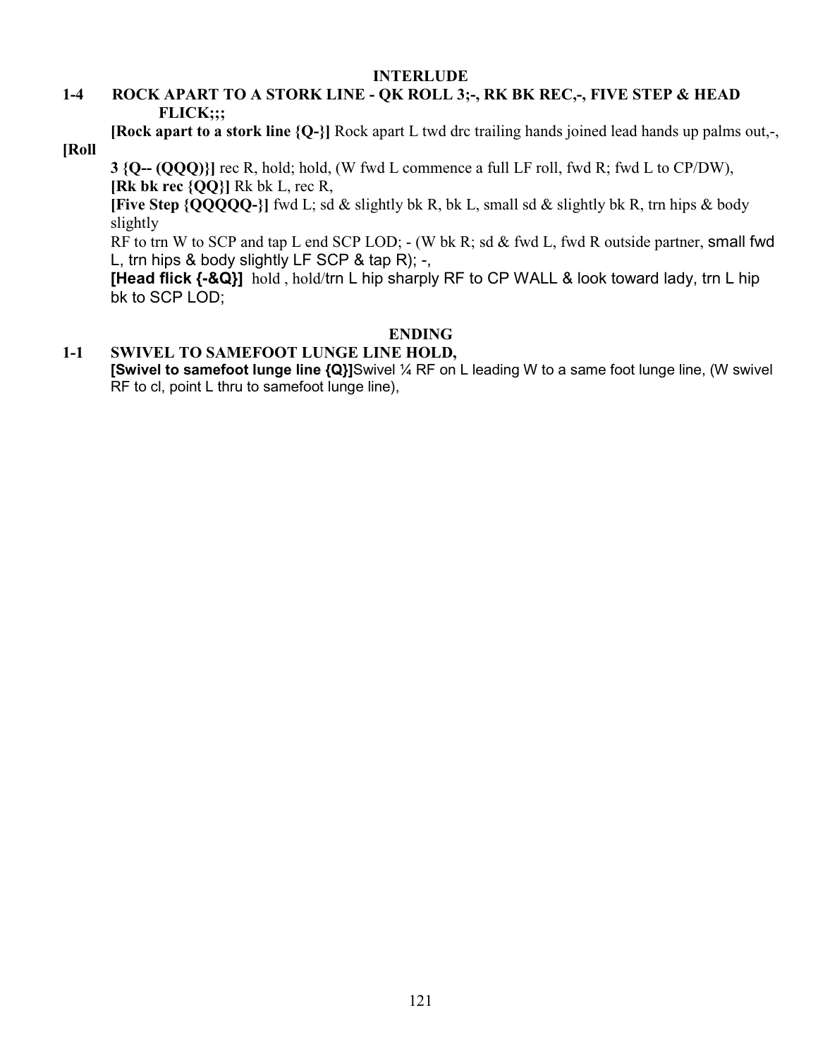## INTERLUDE

**1-4 ROCK APART TO A STORK LINE - QK ROLL 3;-, RK BK REC,-, FIVE STEP & HEAD FLICK;;;**

**[Rock apart to a stork line {Q-}]** Rock apart L twd drc trailing hands joined lead hands up palms out,-, **[Roll 3 {Q-- (QQQ)}]** rec R, hold; hold, (W fwd L commence a full LF roll, fwd R; fwd L to CP/DW),
**[Rk bk rec {QQ}]** Rk bk L, rec R,
**[Five Step {QQQQQ-}]** fwd L; sd & slightly bk R, bk L, small sd & slightly bk R, trn hips & body slightly RF to trn W to SCP and tap L end SCP LOD; - (W bk R; sd & fwd L, fwd R outside partner, small fwd L, trn hips & body slightly LF SCP & tap R); -,
**[Head flick {-&Q}]** hold , hold/trn L hip sharply RF to CP WALL & look toward lady, trn L hip bk to SCP LOD;

## ENDING

**1-1 SWIVEL TO SAMEFOOT LUNGE LINE HOLD,**

**[Swivel to samefoot lunge line {Q}]** Swivel ¼ RF on L leading W to a same foot lunge line, (W swivel RF to cl, point L thru to samefoot lunge line),